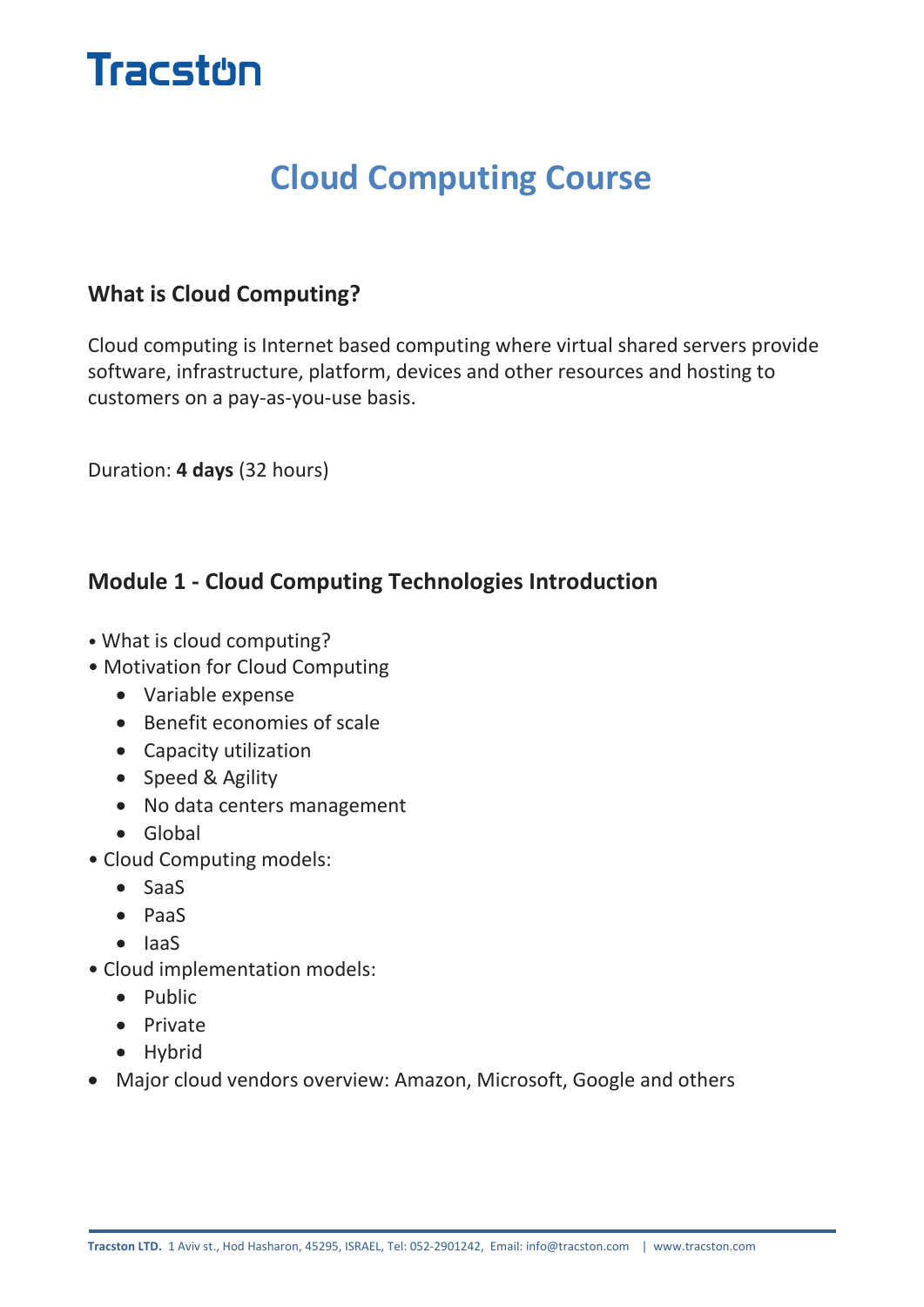Tracston

# Cloud Computing Course

## What is Cloud Computing?

Cloud computing is Internet based computing where virtual shared servers provide software, infrastructure, platform, devices and other resources and hosting to customers on a pay-as-you-use basis.

Duration: **4 days** (32 hours)

## Module 1 - Cloud Computing Technologies Introduction

- What is cloud computing?
- Motivation for Cloud Computing
  - Variable expense
  - Benefit economies of scale
  - Capacity utilization
  - Speed & Agility
  - No data centers management
  - Global
- Cloud Computing models:
  - SaaS
  - PaaS
  - IaaS
- Cloud implementation models:
  - Public
  - Private
  - Hybrid
- Major cloud vendors overview: Amazon, Microsoft, Google and others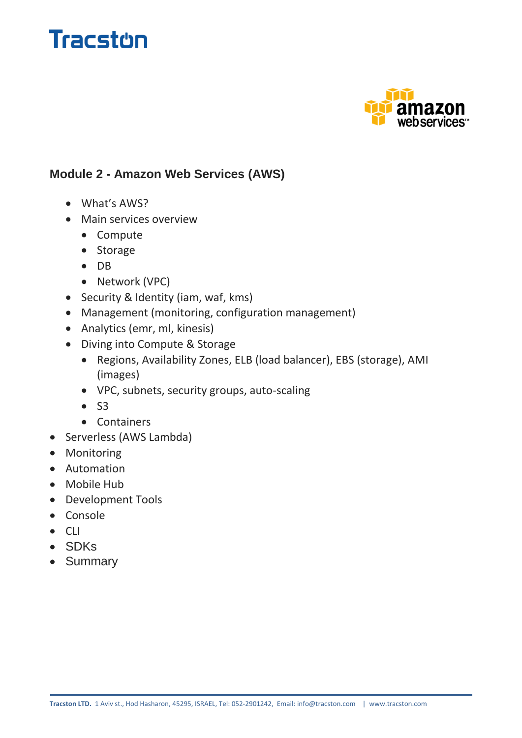## Module 2 - Amazon Web Services (AWS)

- What's AWS?
- Main services overview
  - Compute
  - Storage
  - DB
  - Network (VPC)
- Security & Identity (iam, waf, kms)
- Management (monitoring, configuration management)
- Analytics (emr, ml, kinesis)
- Diving into Compute & Storage
  - Regions, Availability Zones, ELB (load balancer), EBS (storage), AMI (images)
  - VPC, subnets, security groups, auto-scaling
  - S3
  - Containers
- Serverless (AWS Lambda)
- Monitoring
- Automation
- Mobile Hub
- Development Tools
- Console
- CLI
- SDKs
- Summary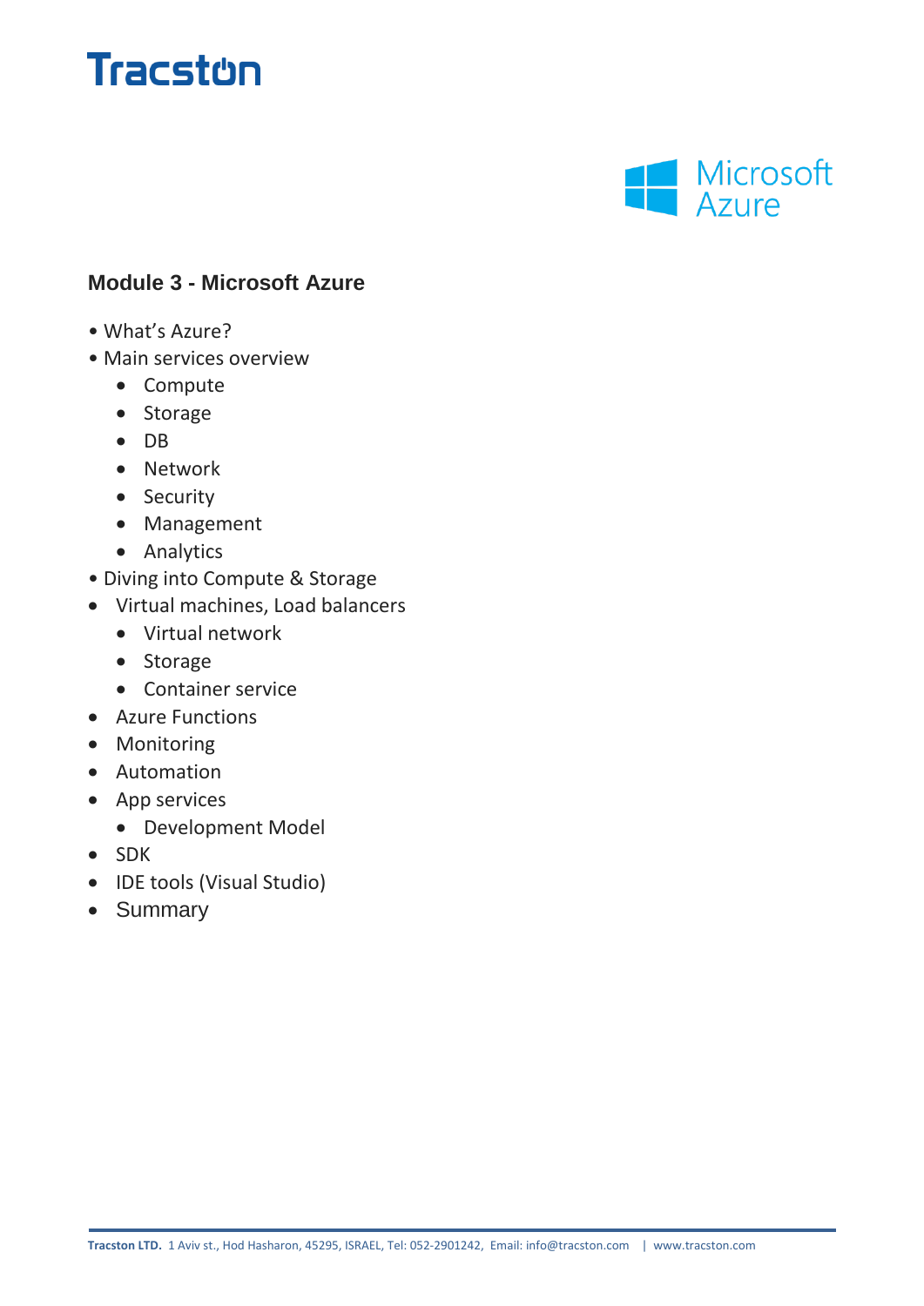## Module 3 - Microsoft Azure

- What's Azure?
- Main services overview
  - Compute
  - Storage
  - DB
  - Network
  - Security
  - Management
  - Analytics
- Diving into Compute & Storage
- Virtual machines, Load balancers
  - Virtual network
  - Storage
  - Container service
- Azure Functions
- Monitoring
- Automation
- App services
  - Development Model
- SDK
- IDE tools (Visual Studio)
- Summary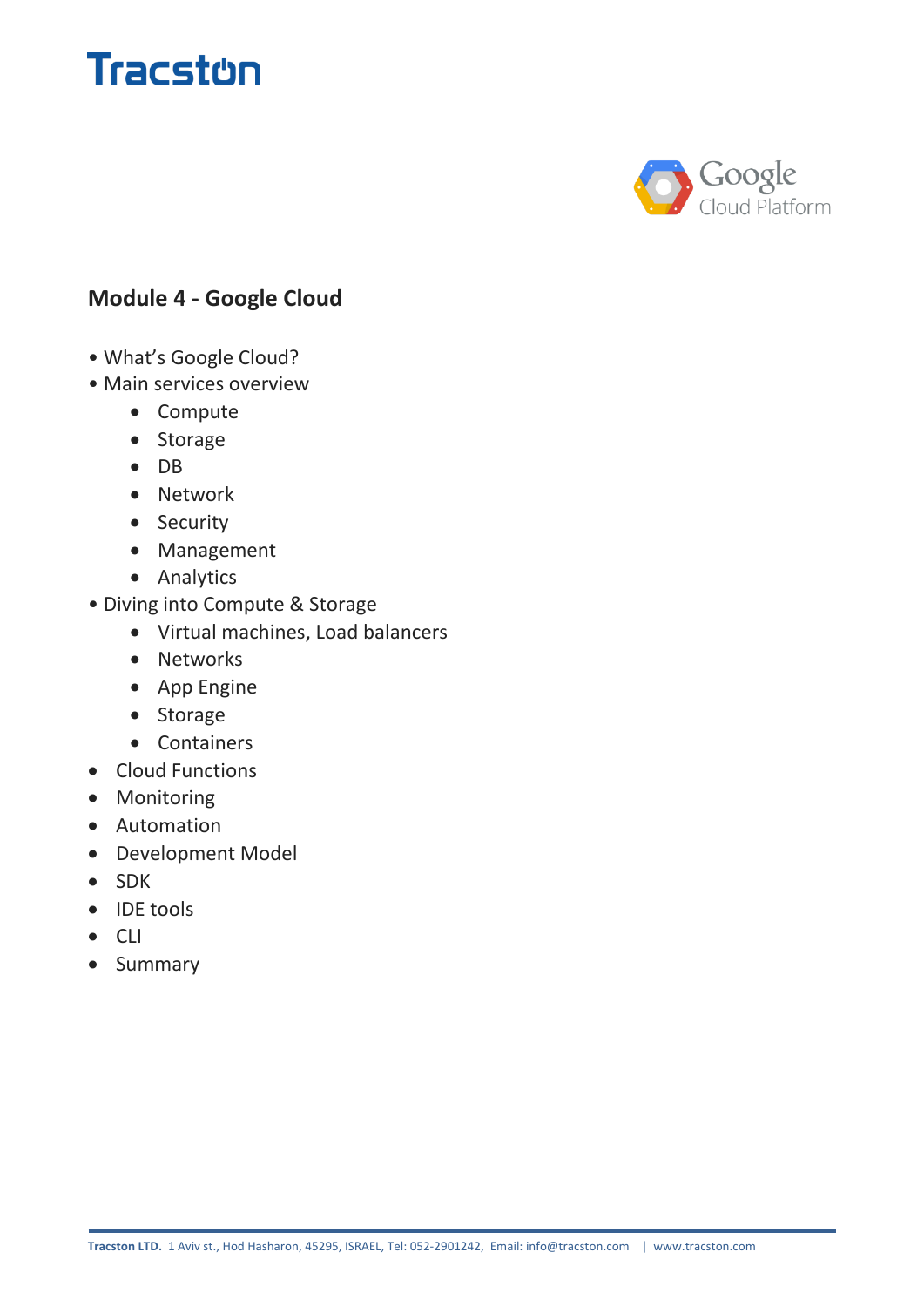## Module 4 - Google Cloud

- What's Google Cloud?
- Main services overview
    - Compute
    - Storage
    - DB
    - Network
    - Security
    - Management
    - Analytics
- Diving into Compute & Storage
    - Virtual machines, Load balancers
    - Networks
    - App Engine
    - Storage
    - Containers
- Cloud Functions
- Monitoring
- Automation
- Development Model
- SDK
- IDE tools
- CLI
- Summary